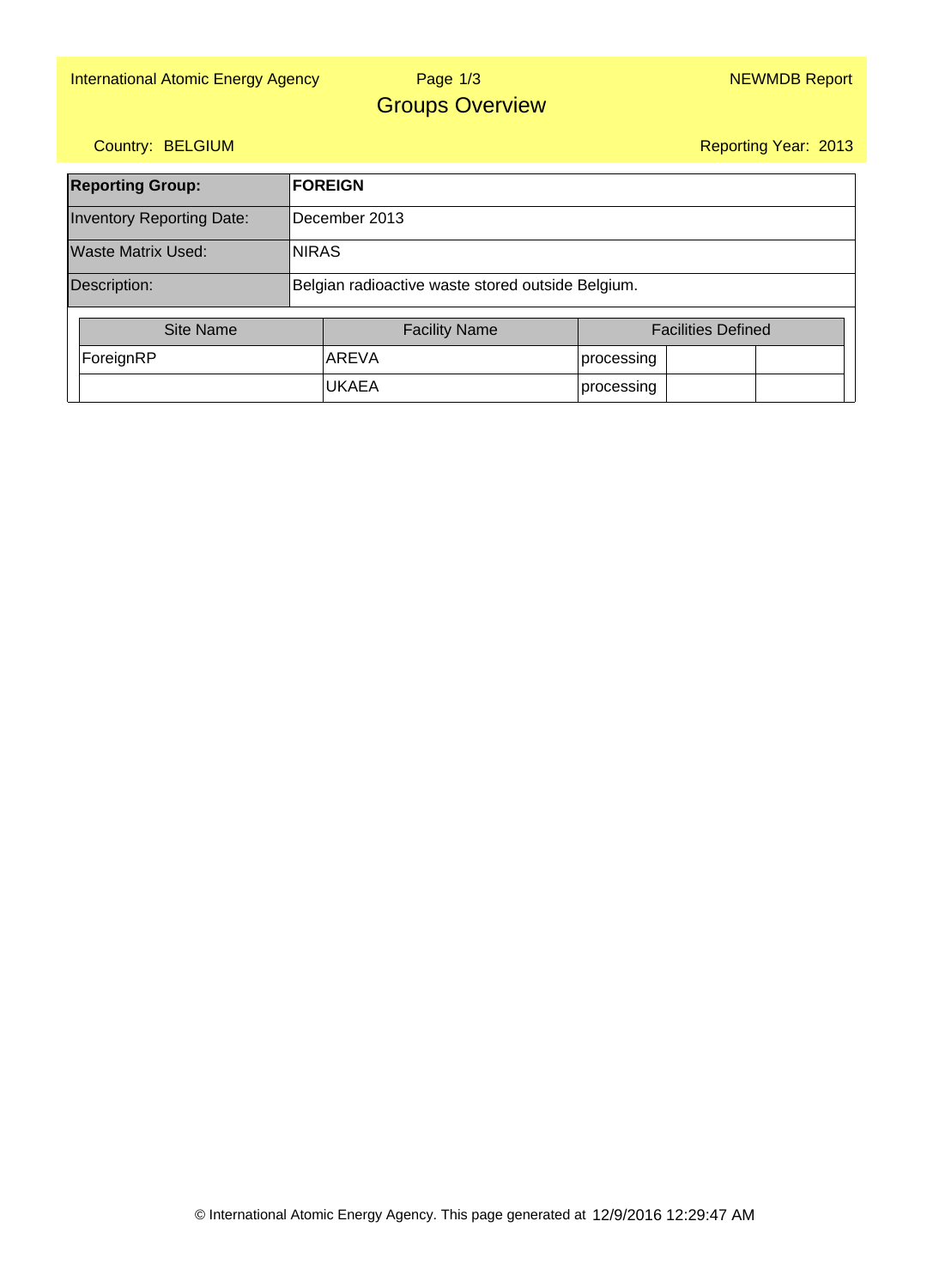International Atomic Energy Agency

NEWMDB Report

# Groups Overview

Country: BELGIUM

Reporting Year: 2013

| | |
|---|---|
| **Reporting Group:** | **FOREIGN** |
| Inventory Reporting Date: | December 2013 |
| Waste Matrix Used: | NIRAS |
| Description: | Belgian radioactive waste stored outside Belgium. |

| Site Name | Facility Name | Facilities Defined | | |
|---|---|---|---|---|
| ForeignRP | AREVA | processing | | |
| | UKAEA | processing | | |

© International Atomic Energy Agency. This page generated at 12/9/2016 12:29:47 AM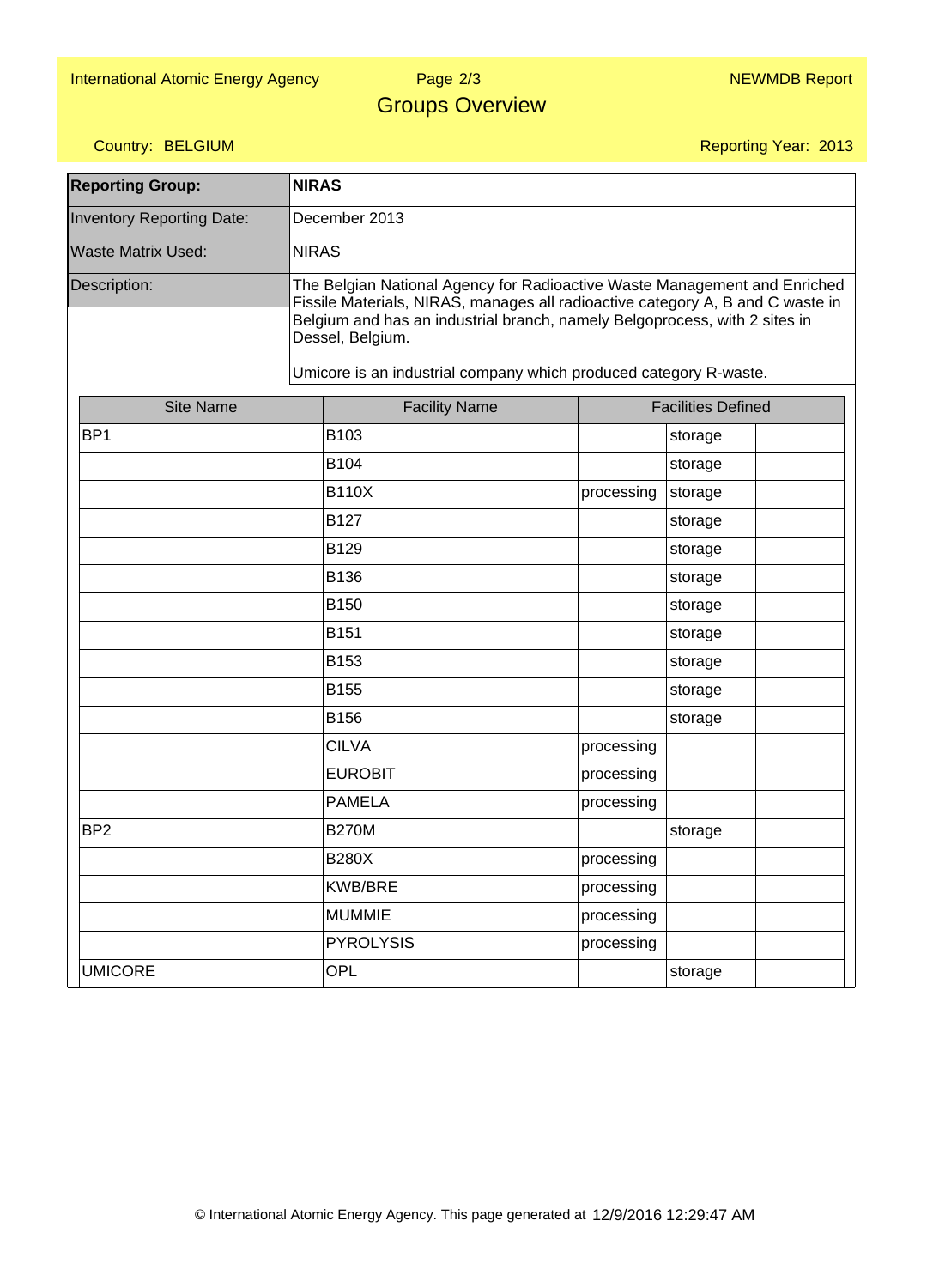## Groups Overview

Country: BELGIUM

Reporting Year: 2013

| Reporting Group: | NIRAS |
|---|---|
| Inventory Reporting Date: | December 2013 |
| Waste Matrix Used: | NIRAS |
| Description: | The Belgian National Agency for Radioactive Waste Management and Enriched Fissile Materials, NIRAS, manages all radioactive category A, B and C waste in Belgium and has an industrial branch, namely Belgoprocess, with 2 sites in Dessel, Belgium. Umicore is an industrial company which produced category R-waste. |

| Site Name | Facility Name | Facilities Defined | | |
|---|---|---|---|---|
| BP1 | B103 | | storage | |
| | B104 | | storage | |
| | B110X | processing | storage | |
| | B127 | | storage | |
| | B129 | | storage | |
| | B136 | | storage | |
| | B150 | | storage | |
| | B151 | | storage | |
| | B153 | | storage | |
| | B155 | | storage | |
| | B156 | | storage | |
| | CILVA | processing | | |
| | EUROBIT | processing | | |
| | PAMELA | processing | | |
| BP2 | B270M | | storage | |
| | B280X | processing | | |
| | KWB/BRE | processing | | |
| | MUMMIE | processing | | |
| | PYROLYSIS | processing | | |
| UMICORE | OPL | | storage | |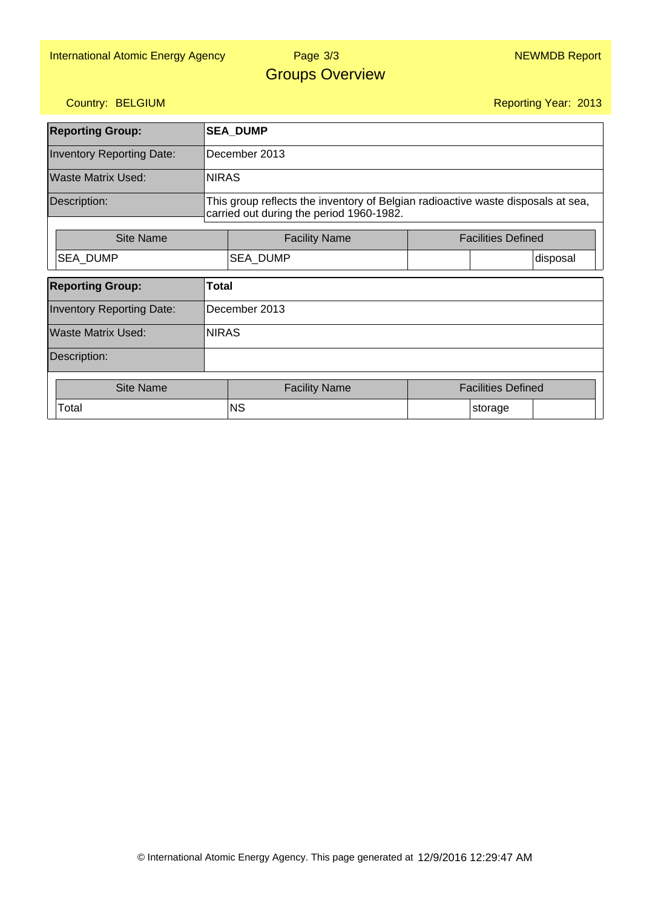International Atomic Energy Agency

NEWMDB Report

## Groups Overview

Country: BELGIUM

Reporting Year: 2013

| | |
|---|---|
| **Reporting Group:** | **SEA_DUMP** |
| Inventory Reporting Date: | December 2013 |
| Waste Matrix Used: | NIRAS |
| Description: | This group reflects the inventory of Belgian radioactive waste disposals at sea, carried out during the period 1960-1982. |

| Site Name | Facility Name | Facilities Defined | | |
|---|---|---|---|---|
| SEA_DUMP | SEA_DUMP | | | disposal |

| | |
|---|---|
| **Reporting Group:** | **Total** |
| Inventory Reporting Date: | December 2013 |
| Waste Matrix Used: | NIRAS |
| Description: | |

| Site Name | Facility Name | Facilities Defined | | |
|---|---|---|---|---|
| Total | NS | | storage | |

© International Atomic Energy Agency. This page generated at 12/9/2016 12:29:47 AM